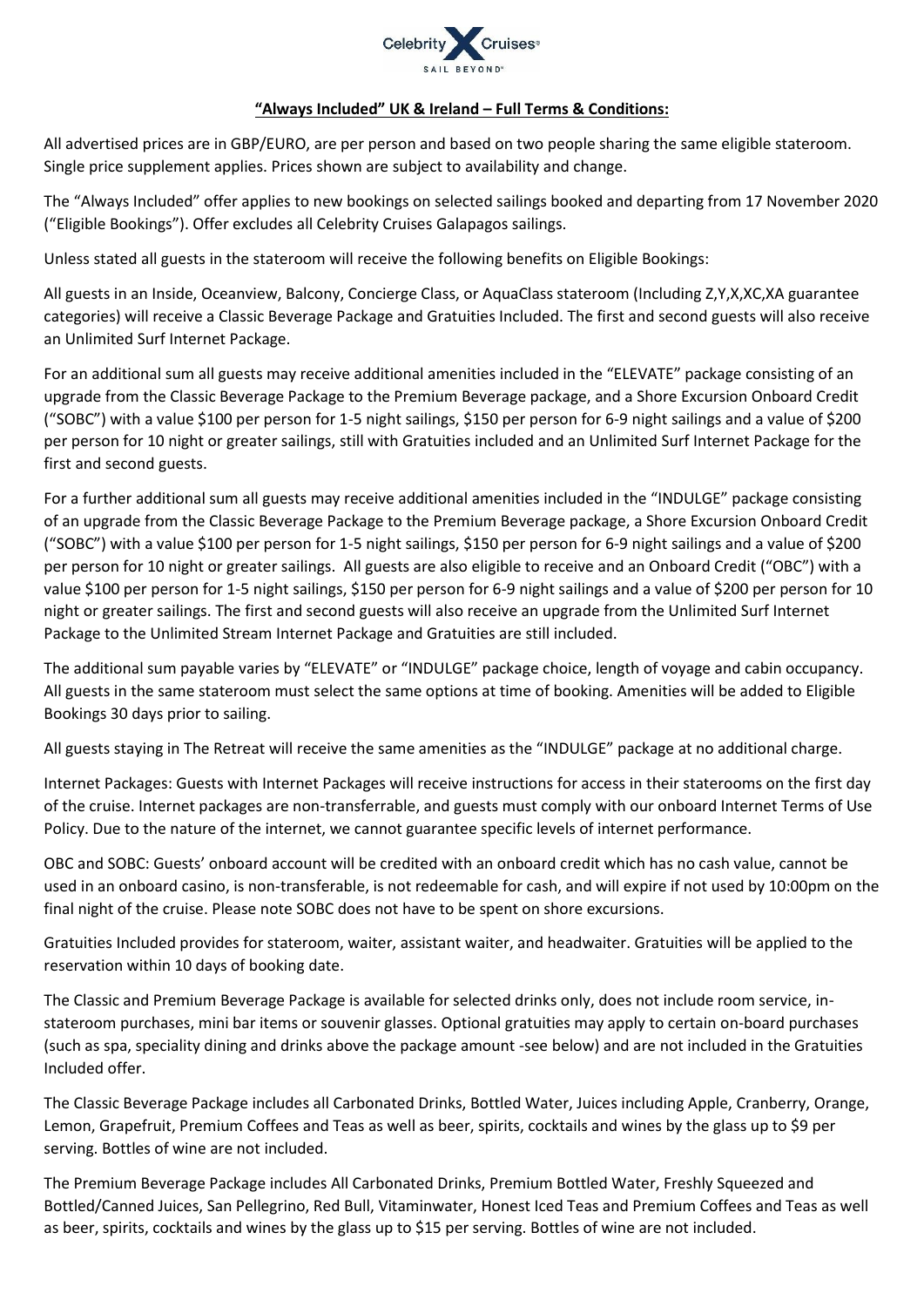**"Always Included" UK & Ireland – Full Terms & Conditions:**

All advertised prices are in GBP/EURO, are per person and based on two people sharing the same eligible stateroom. Single price supplement applies. Prices shown are subject to availability and change.

The "Always Included" offer applies to new bookings on selected sailings booked and departing from 17 November 2020 ("Eligible Bookings"). Offer excludes all Celebrity Cruises Galapagos sailings.

Unless stated all guests in the stateroom will receive the following benefits on Eligible Bookings:

All guests in an Inside, Oceanview, Balcony, Concierge Class, or AquaClass stateroom (Including Z,Y,X,XC,XA guarantee categories) will receive a Classic Beverage Package and Gratuities Included. The first and second guests will also receive an Unlimited Surf Internet Package.

For an additional sum all guests may receive additional amenities included in the "ELEVATE" package consisting of an upgrade from the Classic Beverage Package to the Premium Beverage package, and a Shore Excursion Onboard Credit ("SOBC") with a value $100 per person for 1-5 night sailings, $150 per person for 6-9 night sailings and a value of $200 per person for 10 night or greater sailings, still with Gratuities included and an Unlimited Surf Internet Package for the first and second guests.

For a further additional sum all guests may receive additional amenities included in the "INDULGE" package consisting of an upgrade from the Classic Beverage Package to the Premium Beverage package, a Shore Excursion Onboard Credit ("SOBC") with a value $100 per person for 1-5 night sailings, $150 per person for 6-9 night sailings and a value of $200 per person for 10 night or greater sailings. All guests are also eligible to receive and an Onboard Credit ("OBC") with a value $100 per person for 1-5 night sailings, $150 per person for 6-9 night sailings and a value of $200 per person for 10 night or greater sailings. The first and second guests will also receive an upgrade from the Unlimited Surf Internet Package to the Unlimited Stream Internet Package and Gratuities are still included.

The additional sum payable varies by "ELEVATE" or "INDULGE" package choice, length of voyage and cabin occupancy. All guests in the same stateroom must select the same options at time of booking. Amenities will be added to Eligible Bookings 30 days prior to sailing.

All guests staying in The Retreat will receive the same amenities as the "INDULGE" package at no additional charge.

Internet Packages: Guests with Internet Packages will receive instructions for access in their staterooms on the first day of the cruise. Internet packages are non-transferrable, and guests must comply with our onboard Internet Terms of Use Policy. Due to the nature of the internet, we cannot guarantee specific levels of internet performance.

OBC and SOBC: Guests' onboard account will be credited with an onboard credit which has no cash value, cannot be used in an onboard casino, is non-transferable, is not redeemable for cash, and will expire if not used by 10:00pm on the final night of the cruise. Please note SOBC does not have to be spent on shore excursions.

Gratuities Included provides for stateroom, waiter, assistant waiter, and headwaiter. Gratuities will be applied to the reservation within 10 days of booking date.

The Classic and Premium Beverage Package is available for selected drinks only, does not include room service, in-stateroom purchases, mini bar items or souvenir glasses. Optional gratuities may apply to certain on-board purchases (such as spa, speciality dining and drinks above the package amount -see below) and are not included in the Gratuities Included offer.

The Classic Beverage Package includes all Carbonated Drinks, Bottled Water, Juices including Apple, Cranberry, Orange, Lemon, Grapefruit, Premium Coffees and Teas as well as beer, spirits, cocktails and wines by the glass up to $9 per serving. Bottles of wine are not included.

The Premium Beverage Package includes All Carbonated Drinks, Premium Bottled Water, Freshly Squeezed and Bottled/Canned Juices, San Pellegrino, Red Bull, Vitaminwater, Honest Iced Teas and Premium Coffees and Teas as well as beer, spirits, cocktails and wines by the glass up to $15 per serving. Bottles of wine are not included.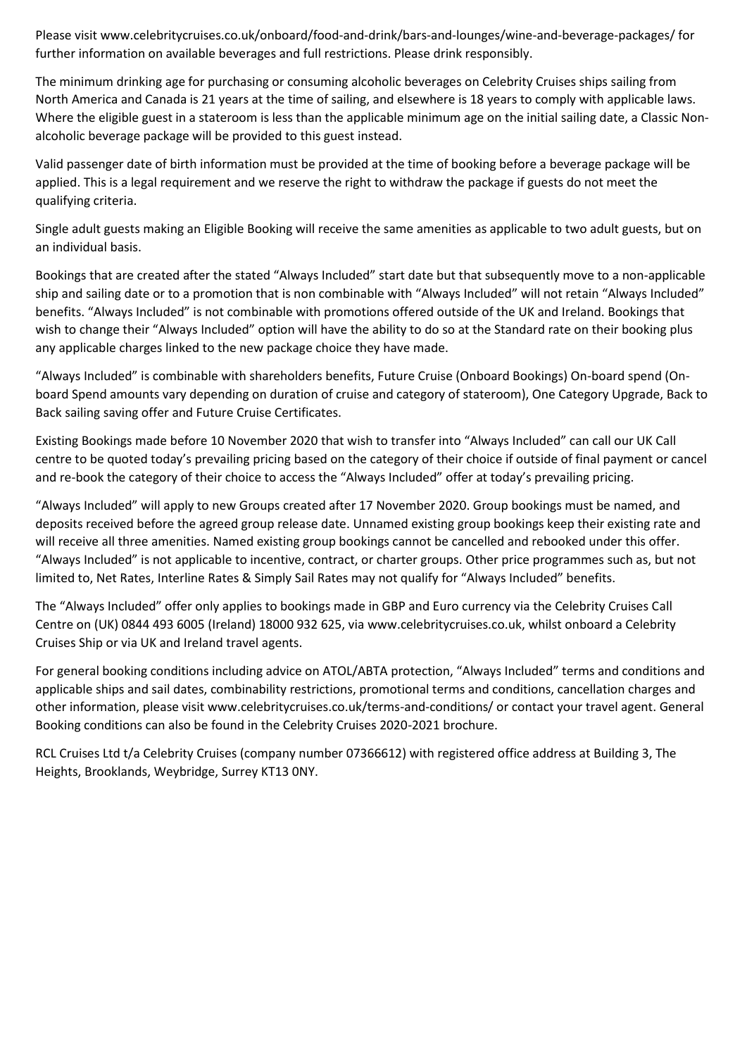Please visit www.celebritycruises.co.uk/onboard/food-and-drink/bars-and-lounges/wine-and-beverage-packages/ for further information on available beverages and full restrictions. Please drink responsibly.

The minimum drinking age for purchasing or consuming alcoholic beverages on Celebrity Cruises ships sailing from North America and Canada is 21 years at the time of sailing, and elsewhere is 18 years to comply with applicable laws. Where the eligible guest in a stateroom is less than the applicable minimum age on the initial sailing date, a Classic Non-alcoholic beverage package will be provided to this guest instead.

Valid passenger date of birth information must be provided at the time of booking before a beverage package will be applied. This is a legal requirement and we reserve the right to withdraw the package if guests do not meet the qualifying criteria.

Single adult guests making an Eligible Booking will receive the same amenities as applicable to two adult guests, but on an individual basis.

Bookings that are created after the stated "Always Included" start date but that subsequently move to a non-applicable ship and sailing date or to a promotion that is non combinable with "Always Included" will not retain "Always Included" benefits. "Always Included" is not combinable with promotions offered outside of the UK and Ireland. Bookings that wish to change their "Always Included" option will have the ability to do so at the Standard rate on their booking plus any applicable charges linked to the new package choice they have made.

"Always Included" is combinable with shareholders benefits, Future Cruise (Onboard Bookings) On-board spend (On-board Spend amounts vary depending on duration of cruise and category of stateroom), One Category Upgrade, Back to Back sailing saving offer and Future Cruise Certificates.

Existing Bookings made before 10 November 2020 that wish to transfer into "Always Included" can call our UK Call centre to be quoted today's prevailing pricing based on the category of their choice if outside of final payment or cancel and re-book the category of their choice to access the "Always Included" offer at today's prevailing pricing.

"Always Included" will apply to new Groups created after 17 November 2020. Group bookings must be named, and deposits received before the agreed group release date. Unnamed existing group bookings keep their existing rate and will receive all three amenities. Named existing group bookings cannot be cancelled and rebooked under this offer. "Always Included" is not applicable to incentive, contract, or charter groups. Other price programmes such as, but not limited to, Net Rates, Interline Rates & Simply Sail Rates may not qualify for "Always Included" benefits.

The "Always Included" offer only applies to bookings made in GBP and Euro currency via the Celebrity Cruises Call Centre on (UK) 0844 493 6005 (Ireland) 18000 932 625, via www.celebritycruises.co.uk, whilst onboard a Celebrity Cruises Ship or via UK and Ireland travel agents.

For general booking conditions including advice on ATOL/ABTA protection, "Always Included" terms and conditions and applicable ships and sail dates, combinability restrictions, promotional terms and conditions, cancellation charges and other information, please visit www.celebritycruises.co.uk/terms-and-conditions/ or contact your travel agent. General Booking conditions can also be found in the Celebrity Cruises 2020-2021 brochure.

RCL Cruises Ltd t/a Celebrity Cruises (company number 07366612) with registered office address at Building 3, The Heights, Brooklands, Weybridge, Surrey KT13 0NY.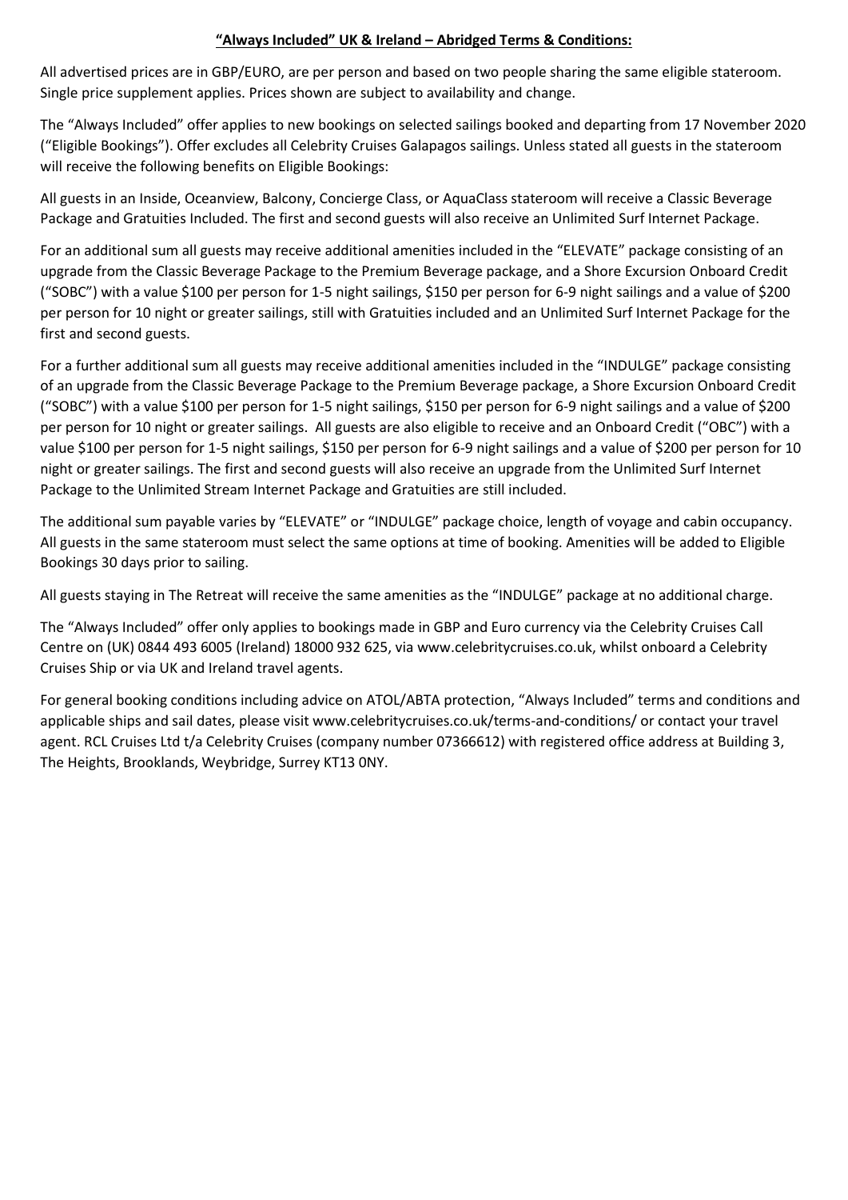**"Always Included" UK & Ireland – Abridged Terms & Conditions:**

All advertised prices are in GBP/EURO, are per person and based on two people sharing the same eligible stateroom. Single price supplement applies. Prices shown are subject to availability and change.

The "Always Included" offer applies to new bookings on selected sailings booked and departing from 17 November 2020 ("Eligible Bookings"). Offer excludes all Celebrity Cruises Galapagos sailings. Unless stated all guests in the stateroom will receive the following benefits on Eligible Bookings:

All guests in an Inside, Oceanview, Balcony, Concierge Class, or AquaClass stateroom will receive a Classic Beverage Package and Gratuities Included. The first and second guests will also receive an Unlimited Surf Internet Package.

For an additional sum all guests may receive additional amenities included in the "ELEVATE" package consisting of an upgrade from the Classic Beverage Package to the Premium Beverage package, and a Shore Excursion Onboard Credit ("SOBC") with a value $100 per person for 1-5 night sailings, $150 per person for 6-9 night sailings and a value of $200 per person for 10 night or greater sailings, still with Gratuities included and an Unlimited Surf Internet Package for the first and second guests.

For a further additional sum all guests may receive additional amenities included in the "INDULGE" package consisting of an upgrade from the Classic Beverage Package to the Premium Beverage package, a Shore Excursion Onboard Credit ("SOBC") with a value $100 per person for 1-5 night sailings, $150 per person for 6-9 night sailings and a value of $200 per person for 10 night or greater sailings. All guests are also eligible to receive and an Onboard Credit ("OBC") with a value $100 per person for 1-5 night sailings, $150 per person for 6-9 night sailings and a value of $200 per person for 10 night or greater sailings. The first and second guests will also receive an upgrade from the Unlimited Surf Internet Package to the Unlimited Stream Internet Package and Gratuities are still included.

The additional sum payable varies by "ELEVATE" or "INDULGE" package choice, length of voyage and cabin occupancy. All guests in the same stateroom must select the same options at time of booking. Amenities will be added to Eligible Bookings 30 days prior to sailing.

All guests staying in The Retreat will receive the same amenities as the "INDULGE" package at no additional charge.

The "Always Included" offer only applies to bookings made in GBP and Euro currency via the Celebrity Cruises Call Centre on (UK) 0844 493 6005 (Ireland) 18000 932 625, via www.celebritycruises.co.uk, whilst onboard a Celebrity Cruises Ship or via UK and Ireland travel agents.

For general booking conditions including advice on ATOL/ABTA protection, "Always Included" terms and conditions and applicable ships and sail dates, please visit www.celebritycruises.co.uk/terms-and-conditions/ or contact your travel agent. RCL Cruises Ltd t/a Celebrity Cruises (company number 07366612) with registered office address at Building 3, The Heights, Brooklands, Weybridge, Surrey KT13 0NY.